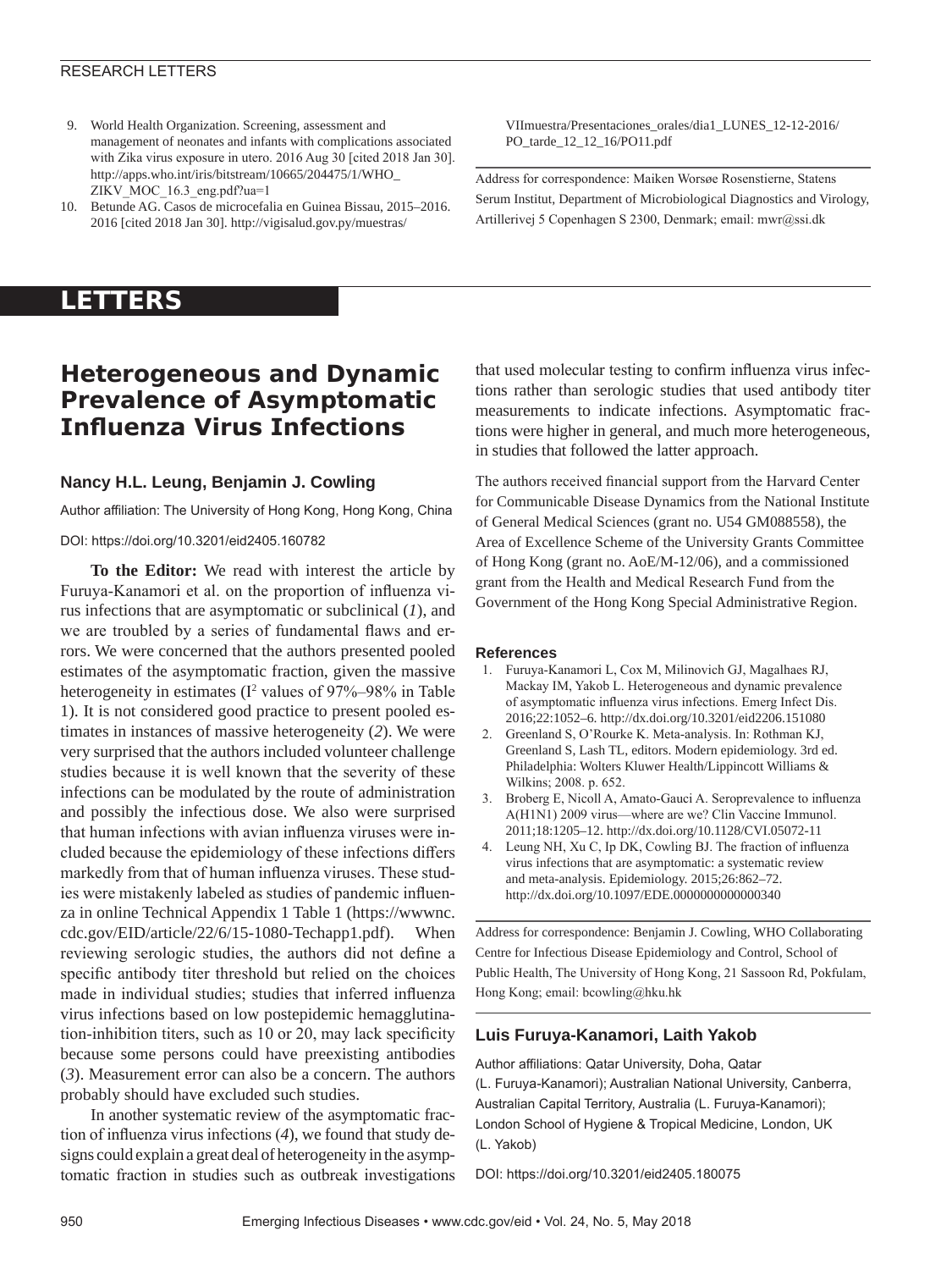9. World Health Organization. Screening, assessment and management of neonates and infants with complications associated with Zika virus exposure in utero. 2016 Aug 30 [cited 2018 Jan 30]. http://apps.who.int/iris/bitstream/10665/204475/1/WHO_ZIKV_MOC_16.3_eng.pdf?ua=1
10. Betunde AG. Casos de microcefalia en Guinea Bissau, 2015–2016. 2016 [cited 2018 Jan 30]. http://vigisalud.gov.py/muestras/VIImuestra/Presentaciones_orales/dia1_LUNES_12-12-2016/PO_tarde_12_12_16/PO11.pdf

Address for correspondence: Maiken Worsøe Rosenstierne, Statens Serum Institut, Department of Microbiological Diagnostics and Virology, Artillerivej 5 Copenhagen S 2300, Denmark; email: mwr@ssi.dk

# LETTERS

## Heterogeneous and Dynamic Prevalence of Asymptomatic Influenza Virus Infections

### Nancy H.L. Leung, Benjamin J. Cowling

Author affiliation: The University of Hong Kong, Hong Kong, China

DOI: https://doi.org/10.3201/eid2405.160782

**To the Editor:** We read with interest the article by Furuya-Kanamori et al. on the proportion of influenza virus infections that are asymptomatic or subclinical (*1*), and we are troubled by a series of fundamental flaws and errors. We were concerned that the authors presented pooled estimates of the asymptomatic fraction, given the massive heterogeneity in estimates ($I^2$ values of 97%–98% in Table 1). It is not considered good practice to present pooled estimates in instances of massive heterogeneity (*2*). We were very surprised that the authors included volunteer challenge studies because it is well known that the severity of these infections can be modulated by the route of administration and possibly the infectious dose. We also were surprised that human infections with avian influenza viruses were included because the epidemiology of these infections differs markedly from that of human influenza viruses. These studies were mistakenly labeled as studies of pandemic influenza in online Technical Appendix 1 Table 1 (https://wwwnc.cdc.gov/EID/article/22/6/15-1080-Techapp1.pdf). When reviewing serologic studies, the authors did not define a specific antibody titer threshold but relied on the choices made in individual studies; studies that inferred influenza virus infections based on low postepidemic hemagglutination-inhibition titers, such as 10 or 20, may lack specificity because some persons could have preexisting antibodies (*3*). Measurement error can also be a concern. The authors probably should have excluded such studies.

In another systematic review of the asymptomatic fraction of influenza virus infections (*4*), we found that study designs could explain a great deal of heterogeneity in the asymptomatic fraction in studies such as outbreak investigations that used molecular testing to confirm influenza virus infections rather than serologic studies that used antibody titer measurements to indicate infections. Asymptomatic fractions were higher in general, and much more heterogeneous, in studies that followed the latter approach.

The authors received financial support from the Harvard Center for Communicable Disease Dynamics from the National Institute of General Medical Sciences (grant no. U54 GM088558), the Area of Excellence Scheme of the University Grants Committee of Hong Kong (grant no. AoE/M-12/06), and a commissioned grant from the Health and Medical Research Fund from the Government of the Hong Kong Special Administrative Region.

#### References

1. Furuya-Kanamori L, Cox M, Milinovich GJ, Magalhaes RJ, Mackay IM, Yakob L. Heterogeneous and dynamic prevalence of asymptomatic influenza virus infections. Emerg Infect Dis. 2016;22:1052–6. http://dx.doi.org/10.3201/eid2206.151080
2. Greenland S, O'Rourke K. Meta-analysis. In: Rothman KJ, Greenland S, Lash TL, editors. Modern epidemiology. 3rd ed. Philadelphia: Wolters Kluwer Health/Lippincott Williams & Wilkins; 2008. p. 652.
3. Broberg E, Nicoll A, Amato-Gauci A. Seroprevalence to influenza A(H1N1) 2009 virus—where are we? Clin Vaccine Immunol. 2011;18:1205–12. http://dx.doi.org/10.1128/CVI.05072-11
4. Leung NH, Xu C, Ip DK, Cowling BJ. The fraction of influenza virus infections that are asymptomatic: a systematic review and meta-analysis. Epidemiology. 2015;26:862–72. http://dx.doi.org/10.1097/EDE.0000000000000340

Address for correspondence: Benjamin J. Cowling, WHO Collaborating Centre for Infectious Disease Epidemiology and Control, School of Public Health, The University of Hong Kong, 21 Sassoon Rd, Pokfulam, Hong Kong; email: bcowling@hku.hk

### Luis Furuya-Kanamori, Laith Yakob

Author affiliations: Qatar University, Doha, Qatar (L. Furuya-Kanamori); Australian National University, Canberra, Australian Capital Territory, Australia (L. Furuya-Kanamori); London School of Hygiene & Tropical Medicine, London, UK (L. Yakob)

DOI: https://doi.org/10.3201/eid2405.180075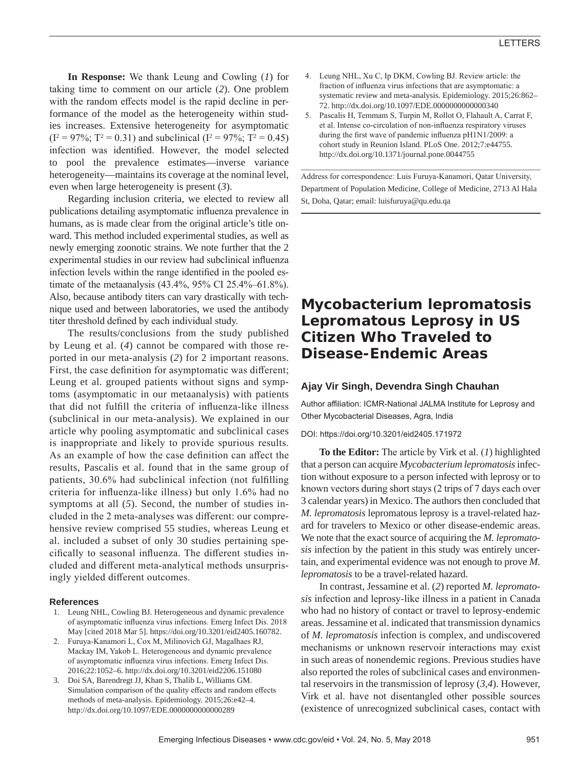**In Response:** We thank Leung and Cowling (*1*) for taking time to comment on our article (*2*). One problem with the random effects model is the rapid decline in performance of the model as the heterogeneity within studies increases. Extensive heterogeneity for asymptomatic ($I^2 = 97\%$; $T^2 = 0.31$) and subclinical ($I^2 = 97\%$; $T^2 = 0.45$) infection was identified. However, the model selected to pool the prevalence estimates—inverse variance heterogeneity—maintains its coverage at the nominal level, even when large heterogeneity is present (*3*).

Regarding inclusion criteria, we elected to review all publications detailing asymptomatic influenza prevalence in humans, as is made clear from the original article's title onward. This method included experimental studies, as well as newly emerging zoonotic strains. We note further that the 2 experimental studies in our review had subclinical influenza infection levels within the range identified in the pooled estimate of the metaanalysis (43.4%, 95% CI 25.4%–61.8%). Also, because antibody titers can vary drastically with technique used and between laboratories, we used the antibody titer threshold defined by each individual study.

The results/conclusions from the study published by Leung et al. (*4*) cannot be compared with those reported in our meta-analysis (*2*) for 2 important reasons. First, the case definition for asymptomatic was different; Leung et al. grouped patients without signs and symptoms (asymptomatic in our metaanalysis) with patients that did not fulfill the criteria of influenza-like illness (subclinical in our meta-analysis). We explained in our article why pooling asymptomatic and subclinical cases is inappropriate and likely to provide spurious results. As an example of how the case definition can affect the results, Pascalis et al. found that in the same group of patients, 30.6% had subclinical infection (not fulfilling criteria for influenza-like illness) but only 1.6% had no symptoms at all (*5*). Second, the number of studies included in the 2 meta-analyses was different: our comprehensive review comprised 55 studies, whereas Leung et al. included a subset of only 30 studies pertaining specifically to seasonal influenza. The different studies included and different meta-analytical methods unsurprisingly yielded different outcomes.

### References

1. Leung NHL, Cowling BJ. Heterogeneous and dynamic prevalence of asymptomatic influenza virus infections. Emerg Infect Dis. 2018 May [cited 2018 Mar 5]. https://doi.org/10.3201/eid2405.160782.
2. Furuya-Kanamori L, Cox M, Milinovich GJ, Magalhaes RJ, Mackay IM, Yakob L. Heterogeneous and dynamic prevalence of asymptomatic influenza virus infections. Emerg Infect Dis. 2016;22:1052–6. http://dx.doi.org/10.3201/eid2206.151080
3. Doi SA, Barendregt JJ, Khan S, Thalib L, Williams GM. Simulation comparison of the quality effects and random effects methods of meta-analysis. Epidemiology. 2015;26:e42–4. http://dx.doi.org/10.1097/EDE.0000000000000289
4. Leung NHL, Xu C, Ip DKM, Cowling BJ. Review article: the fraction of influenza virus infections that are asymptomatic: a systematic review and meta-analysis. Epidemiology. 2015;26:862–72. http://dx.doi.org/10.1097/EDE.0000000000000340
5. Pascalis H, Temmam S, Turpin M, Rollot O, Flahault A, Carrat F, et al. Intense co-circulation of non-influenza respiratory viruses during the first wave of pandemic influenza pH1N1/2009: a cohort study in Reunion Island. PLoS One. 2012;7:e44755. http://dx.doi.org/10.1371/journal.pone.0044755

Address for correspondence: Luis Furuya-Kanamori, Qatar University, Department of Population Medicine, College of Medicine, 2713 Al Hala St, Doha, Qatar; email: luisfuruya@qu.edu.qa

# Mycobacterium lepromatosis Lepromatous Leprosy in US Citizen Who Traveled to Disease-Endemic Areas

**Ajay Vir Singh, Devendra Singh Chauhan**

Author affiliation: ICMR-National JALMA Institute for Leprosy and Other Mycobacterial Diseases, Agra, India

DOI: https://doi.org/10.3201/eid2405.171972

**To the Editor:** The article by Virk et al. (*1*) highlighted that a person can acquire *Mycobacterium lepromatosis* infection without exposure to a person infected with leprosy or to known vectors during short stays (2 trips of 7 days each over 3 calendar years) in Mexico. The authors then concluded that *M. lepromatosis* lepromatous leprosy is a travel-related hazard for travelers to Mexico or other disease-endemic areas. We note that the exact source of acquiring the *M. lepromatosis* infection by the patient in this study was entirely uncertain, and experimental evidence was not enough to prove *M. lepromatosis* to be a travel-related hazard.

In contrast, Jessamine et al. (*2*) reported *M. lepromatosis* infection and leprosy-like illness in a patient in Canada who had no history of contact or travel to leprosy-endemic areas. Jessamine et al. indicated that transmission dynamics of *M. lepromatosis* infection is complex, and undiscovered mechanisms or unknown reservoir interactions may exist in such areas of nonendemic regions. Previous studies have also reported the roles of subclinical cases and environmental reservoirs in the transmission of leprosy (*3*,*4*). However, Virk et al. have not disentangled other possible sources (existence of unrecognized subclinical cases, contact with